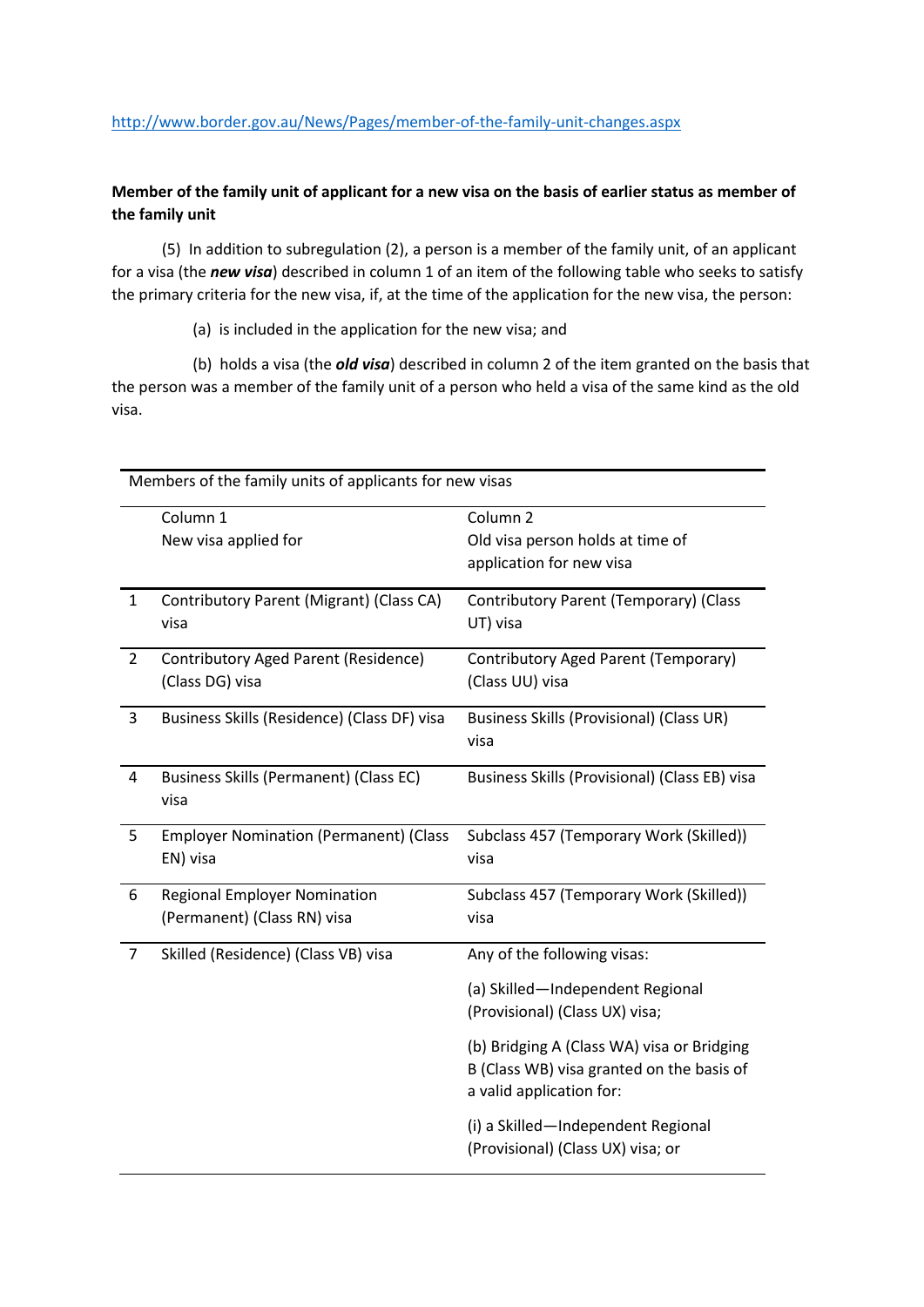http://www.border.gov.au/News/Pages/member-of-the-family-unit-changes.aspx

**Member of the family unit of applicant for a new visa on the basis of earlier status as member of the family unit**

(5) In addition to subregulation (2), a person is a member of the family unit, of an applicant for a visa (the ***new visa***) described in column 1 of an item of the following table who seeks to satisfy the primary criteria for the new visa, if, at the time of the application for the new visa, the person:

(a) is included in the application for the new visa; and

(b) holds a visa (the ***old visa***) described in column 2 of the item granted on the basis that the person was a member of the family unit of a person who held a visa of the same kind as the old visa.

| Members of the family units of applicants for new visas | | |
|---|---|---|
| | Column 1<br>New visa applied for | Column 2<br>Old visa person holds at time of application for new visa |
| 1 | Contributory Parent (Migrant) (Class CA) visa | Contributory Parent (Temporary) (Class UT) visa |
| 2 | Contributory Aged Parent (Residence) (Class DG) visa | Contributory Aged Parent (Temporary) (Class UU) visa |
| 3 | Business Skills (Residence) (Class DF) visa | Business Skills (Provisional) (Class UR) visa |
| 4 | Business Skills (Permanent) (Class EC) visa | Business Skills (Provisional) (Class EB) visa |
| 5 | Employer Nomination (Permanent) (Class EN) visa | Subclass 457 (Temporary Work (Skilled)) visa |
| 6 | Regional Employer Nomination (Permanent) (Class RN) visa | Subclass 457 (Temporary Work (Skilled)) visa |
| 7 | Skilled (Residence) (Class VB) visa | Any of the following visas:<br>(a) Skilled—Independent Regional (Provisional) (Class UX) visa;<br>(b) Bridging A (Class WA) visa or Bridging B (Class WB) visa granted on the basis of a valid application for:<br>(i) a Skilled—Independent Regional (Provisional) (Class UX) visa; or |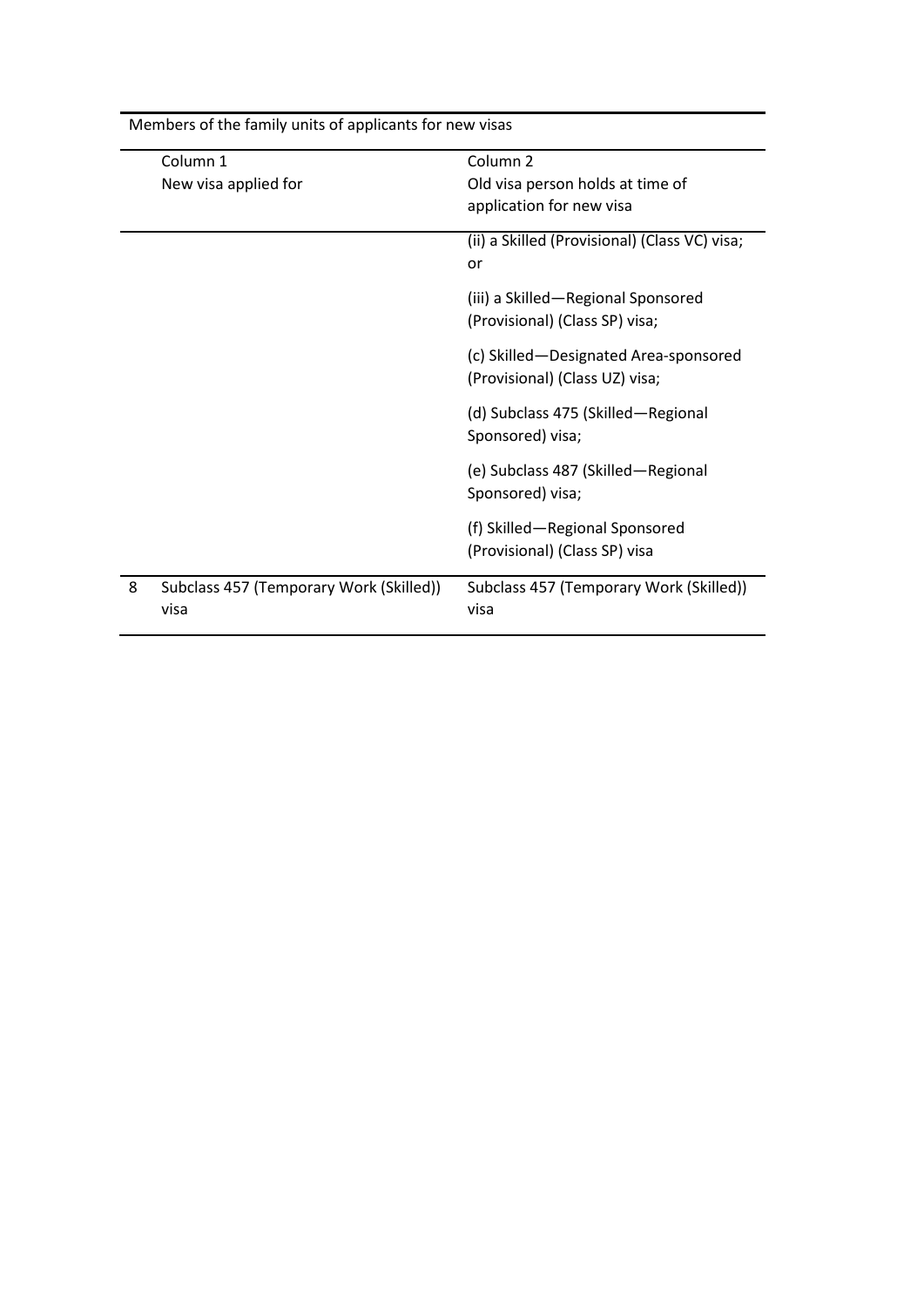Members of the family units of applicants for new visas

| | Column 1<br>New visa applied for | Column 2<br>Old visa person holds at time of application for new visa |
|---|---|---|
| | | (ii) a Skilled (Provisional) (Class VC) visa; or |
| | | (iii) a Skilled—Regional Sponsored (Provisional) (Class SP) visa; |
| | | (c) Skilled—Designated Area-sponsored (Provisional) (Class UZ) visa; |
| | | (d) Subclass 475 (Skilled—Regional Sponsored) visa; |
| | | (e) Subclass 487 (Skilled—Regional Sponsored) visa; |
| | | (f) Skilled—Regional Sponsored (Provisional) (Class SP) visa |
| 8 | Subclass 457 (Temporary Work (Skilled)) visa | Subclass 457 (Temporary Work (Skilled)) visa |